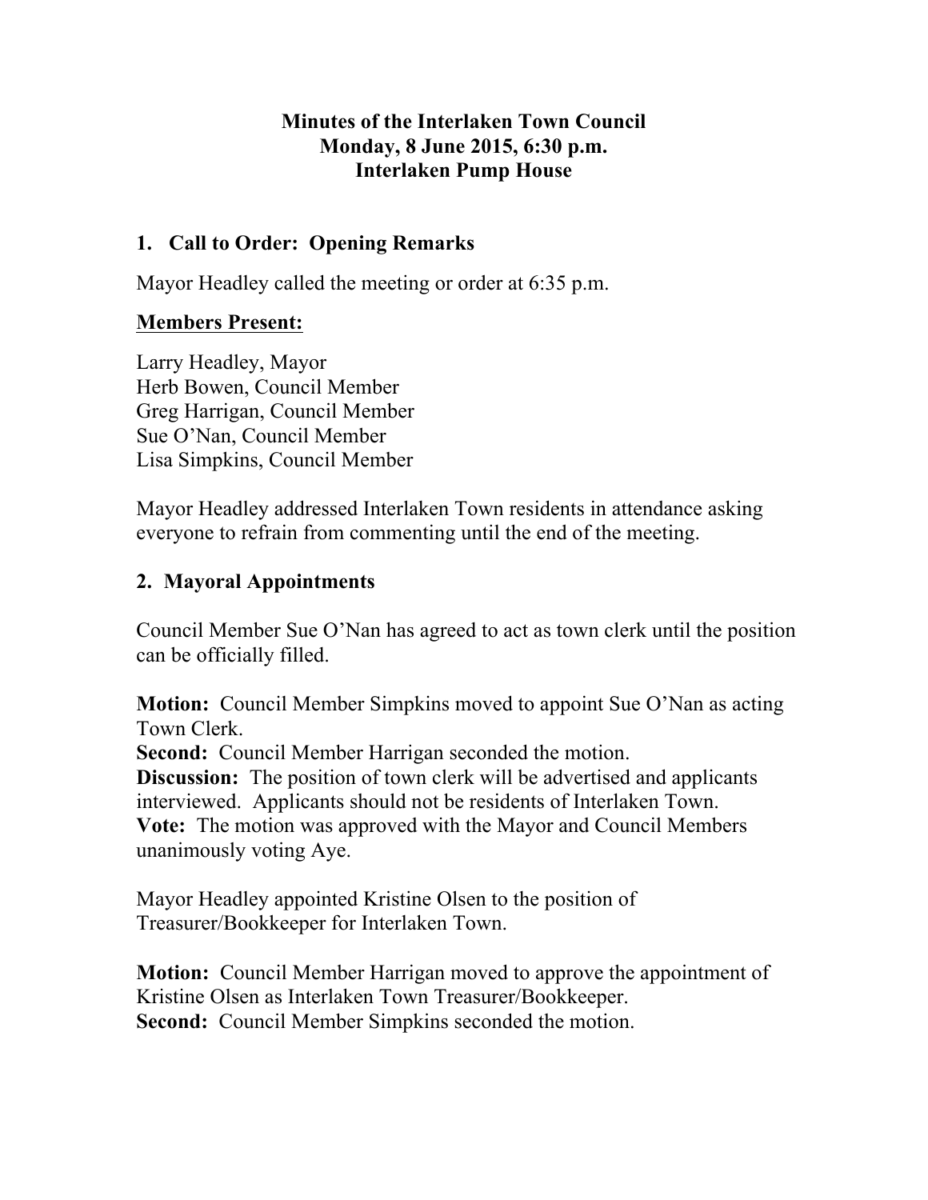# Minutes of the Interlaken Town Council
# Monday, 8 June 2015, 6:30 p.m.
# Interlaken Pump House

## 1. Call to Order: Opening Remarks

Mayor Headley called the meeting or order at 6:35 p.m.

**Members Present:**

Larry Headley, Mayor
Herb Bowen, Council Member
Greg Harrigan, Council Member
Sue O'Nan, Council Member
Lisa Simpkins, Council Member

Mayor Headley addressed Interlaken Town residents in attendance asking everyone to refrain from commenting until the end of the meeting.

## 2. Mayoral Appointments

Council Member Sue O'Nan has agreed to act as town clerk until the position can be officially filled.

**Motion:** Council Member Simpkins moved to appoint Sue O'Nan as acting Town Clerk.
**Second:** Council Member Harrigan seconded the motion.
**Discussion:** The position of town clerk will be advertised and applicants interviewed. Applicants should not be residents of Interlaken Town.
**Vote:** The motion was approved with the Mayor and Council Members unanimously voting Aye.

Mayor Headley appointed Kristine Olsen to the position of Treasurer/Bookkeeper for Interlaken Town.

**Motion:** Council Member Harrigan moved to approve the appointment of Kristine Olsen as Interlaken Town Treasurer/Bookkeeper.
**Second:** Council Member Simpkins seconded the motion.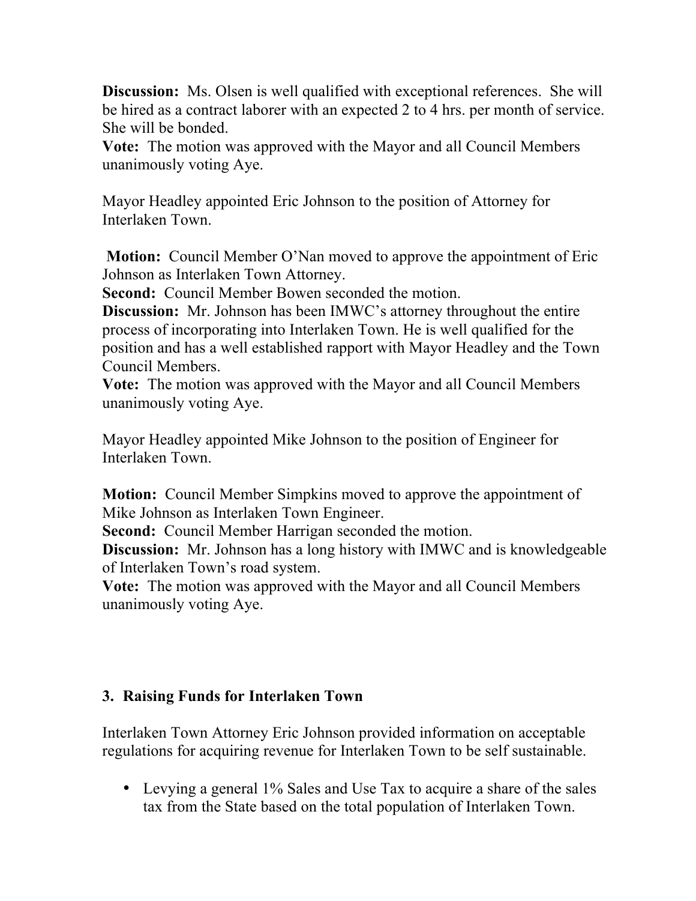**Discussion:** Ms. Olsen is well qualified with exceptional references. She will be hired as a contract laborer with an expected 2 to 4 hrs. per month of service. She will be bonded.
**Vote:** The motion was approved with the Mayor and all Council Members unanimously voting Aye.

Mayor Headley appointed Eric Johnson to the position of Attorney for Interlaken Town.

**Motion:** Council Member O'Nan moved to approve the appointment of Eric Johnson as Interlaken Town Attorney.
**Second:** Council Member Bowen seconded the motion.
**Discussion:** Mr. Johnson has been IMWC's attorney throughout the entire process of incorporating into Interlaken Town. He is well qualified for the position and has a well established rapport with Mayor Headley and the Town Council Members.
**Vote:** The motion was approved with the Mayor and all Council Members unanimously voting Aye.

Mayor Headley appointed Mike Johnson to the position of Engineer for Interlaken Town.

**Motion:** Council Member Simpkins moved to approve the appointment of Mike Johnson as Interlaken Town Engineer.
**Second:** Council Member Harrigan seconded the motion.
**Discussion:** Mr. Johnson has a long history with IMWC and is knowledgeable of Interlaken Town's road system.
**Vote:** The motion was approved with the Mayor and all Council Members unanimously voting Aye.

### 3. Raising Funds for Interlaken Town

Interlaken Town Attorney Eric Johnson provided information on acceptable regulations for acquiring revenue for Interlaken Town to be self sustainable.

- Levying a general 1% Sales and Use Tax to acquire a share of the sales tax from the State based on the total population of Interlaken Town.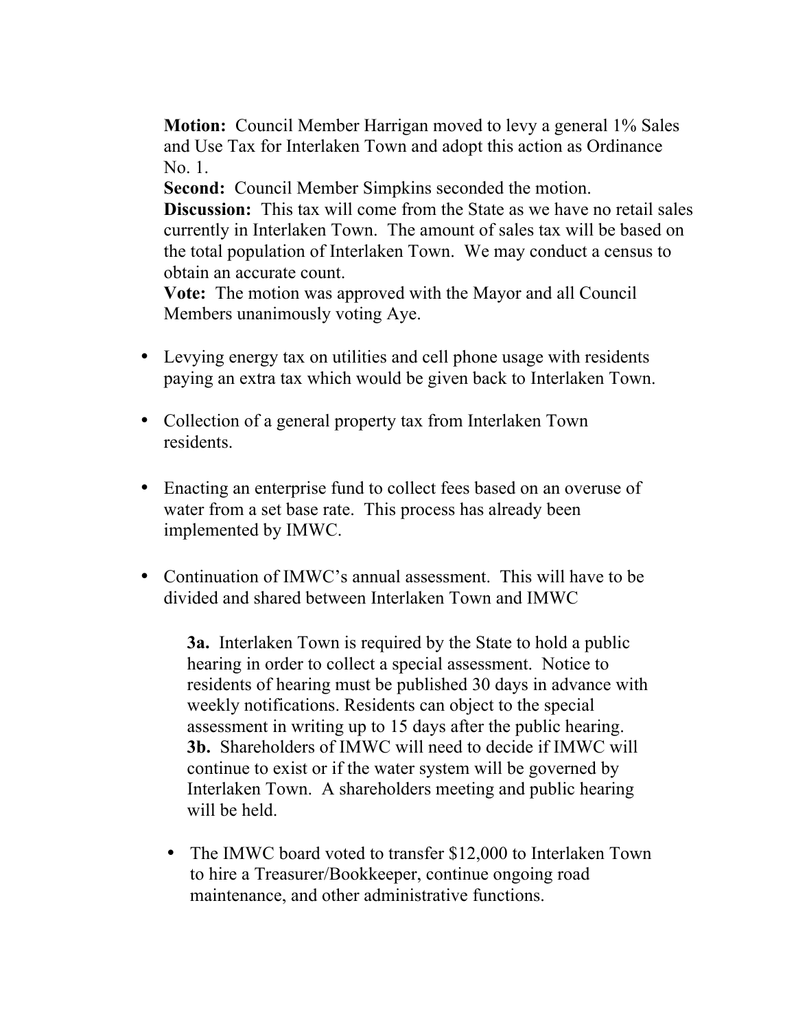**Motion:** Council Member Harrigan moved to levy a general 1% Sales and Use Tax for Interlaken Town and adopt this action as Ordinance No. 1.
**Second:** Council Member Simpkins seconded the motion.
**Discussion:** This tax will come from the State as we have no retail sales currently in Interlaken Town. The amount of sales tax will be based on the total population of Interlaken Town. We may conduct a census to obtain an accurate count.
**Vote:** The motion was approved with the Mayor and all Council Members unanimously voting Aye.

- Levying energy tax on utilities and cell phone usage with residents paying an extra tax which would be given back to Interlaken Town.

- Collection of a general property tax from Interlaken Town residents.

- Enacting an enterprise fund to collect fees based on an overuse of water from a set base rate. This process has already been implemented by IMWC.

- Continuation of IMWC's annual assessment. This will have to be divided and shared between Interlaken Town and IMWC

  **3a.** Interlaken Town is required by the State to hold a public hearing in order to collect a special assessment. Notice to residents of hearing must be published 30 days in advance with weekly notifications. Residents can object to the special assessment in writing up to 15 days after the public hearing.
  **3b.** Shareholders of IMWC will need to decide if IMWC will continue to exist or if the water system will be governed by Interlaken Town. A shareholders meeting and public hearing will be held.

- The IMWC board voted to transfer $12,000 to Interlaken Town to hire a Treasurer/Bookkeeper, continue ongoing road maintenance, and other administrative functions.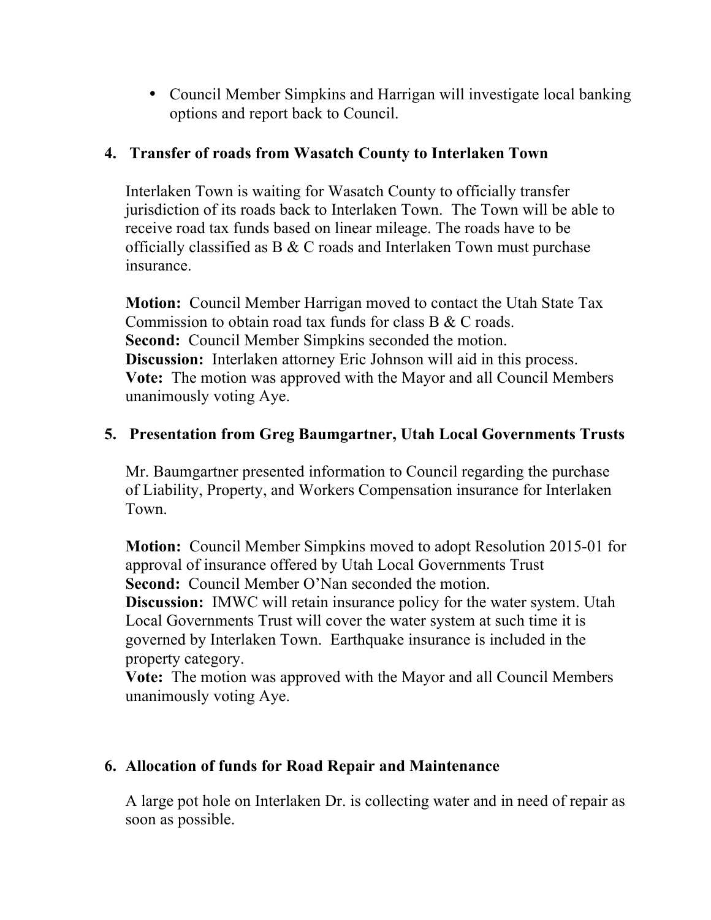- Council Member Simpkins and Harrigan will investigate local banking options and report back to Council.

## 4. Transfer of roads from Wasatch County to Interlaken Town

Interlaken Town is waiting for Wasatch County to officially transfer jurisdiction of its roads back to Interlaken Town. The Town will be able to receive road tax funds based on linear mileage. The roads have to be officially classified as B & C roads and Interlaken Town must purchase insurance.

**Motion:** Council Member Harrigan moved to contact the Utah State Tax Commission to obtain road tax funds for class B & C roads.
**Second:** Council Member Simpkins seconded the motion.
**Discussion:** Interlaken attorney Eric Johnson will aid in this process.
**Vote:** The motion was approved with the Mayor and all Council Members unanimously voting Aye.

## 5. Presentation from Greg Baumgartner, Utah Local Governments Trusts

Mr. Baumgartner presented information to Council regarding the purchase of Liability, Property, and Workers Compensation insurance for Interlaken Town.

**Motion:** Council Member Simpkins moved to adopt Resolution 2015-01 for approval of insurance offered by Utah Local Governments Trust
**Second:** Council Member O'Nan seconded the motion.
**Discussion:** IMWC will retain insurance policy for the water system. Utah Local Governments Trust will cover the water system at such time it is governed by Interlaken Town. Earthquake insurance is included in the property category.
**Vote:** The motion was approved with the Mayor and all Council Members unanimously voting Aye.

## 6. Allocation of funds for Road Repair and Maintenance

A large pot hole on Interlaken Dr. is collecting water and in need of repair as soon as possible.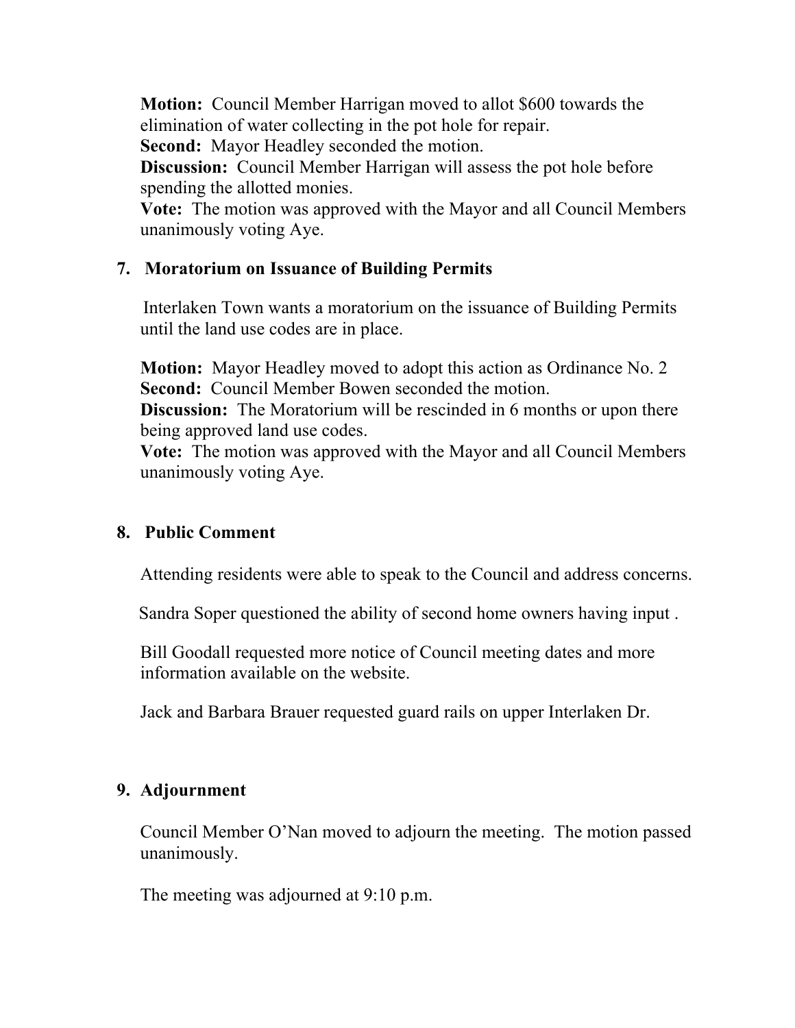**Motion:** Council Member Harrigan moved to allot $600 towards the elimination of water collecting in the pot hole for repair.
**Second:** Mayor Headley seconded the motion.
**Discussion:** Council Member Harrigan will assess the pot hole before spending the allotted monies.
**Vote:** The motion was approved with the Mayor and all Council Members unanimously voting Aye.

## 7. Moratorium on Issuance of Building Permits

Interlaken Town wants a moratorium on the issuance of Building Permits until the land use codes are in place.

**Motion:** Mayor Headley moved to adopt this action as Ordinance No. 2
**Second:** Council Member Bowen seconded the motion.
**Discussion:** The Moratorium will be rescinded in 6 months or upon there being approved land use codes.
**Vote:** The motion was approved with the Mayor and all Council Members unanimously voting Aye.

## 8. Public Comment

Attending residents were able to speak to the Council and address concerns.

Sandra Soper questioned the ability of second home owners having input .

Bill Goodall requested more notice of Council meeting dates and more information available on the website.

Jack and Barbara Brauer requested guard rails on upper Interlaken Dr.

## 9. Adjournment

Council Member O'Nan moved to adjourn the meeting. The motion passed unanimously.

The meeting was adjourned at 9:10 p.m.